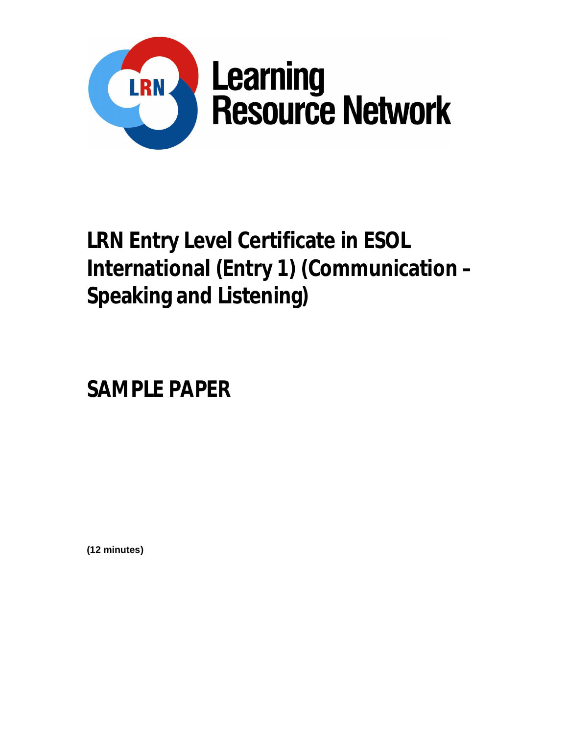Learning Resource Network

# LRN Entry Level Certificate in ESOL International (Entry 1) (Communication – Speaking and Listening)

## SAMPLE PAPER

**(12 minutes)**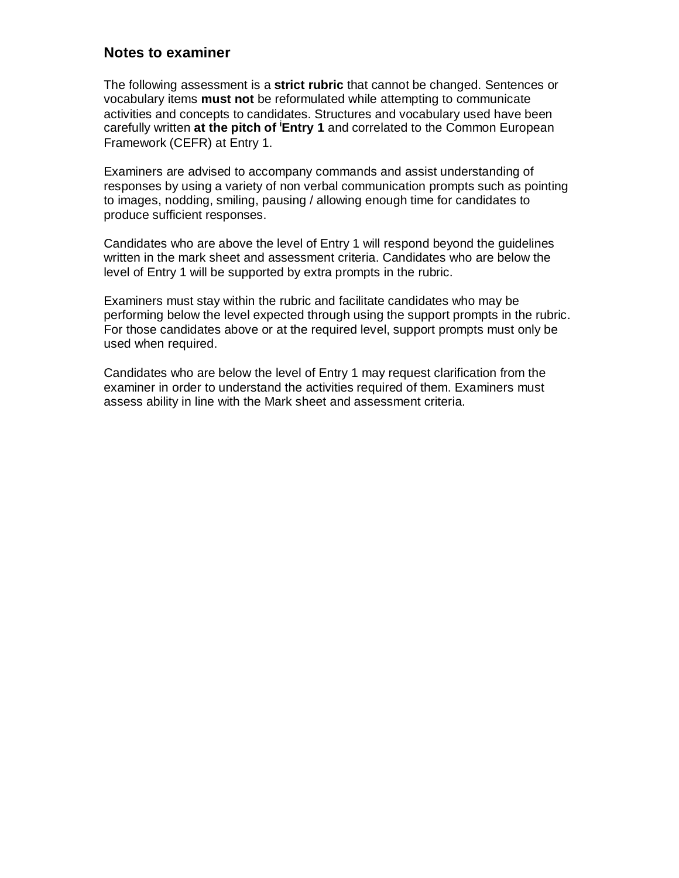## Notes to examiner

The following assessment is a **strict rubric** that cannot be changed. Sentences or vocabulary items **must not** be reformulated while attempting to communicate activities and concepts to candidates. Structures and vocabulary used have been carefully written **at the pitch of [i]Entry 1** and correlated to the Common European Framework (CEFR) at Entry 1.

Examiners are advised to accompany commands and assist understanding of responses by using a variety of non verbal communication prompts such as pointing to images, nodding, smiling, pausing / allowing enough time for candidates to produce sufficient responses.

Candidates who are above the level of Entry 1 will respond beyond the guidelines written in the mark sheet and assessment criteria. Candidates who are below the level of Entry 1 will be supported by extra prompts in the rubric.

Examiners must stay within the rubric and facilitate candidates who may be performing below the level expected through using the support prompts in the rubric. For those candidates above or at the required level, support prompts must only be used when required.

Candidates who are below the level of Entry 1 may request clarification from the examiner in order to understand the activities required of them. Examiners must assess ability in line with the Mark sheet and assessment criteria.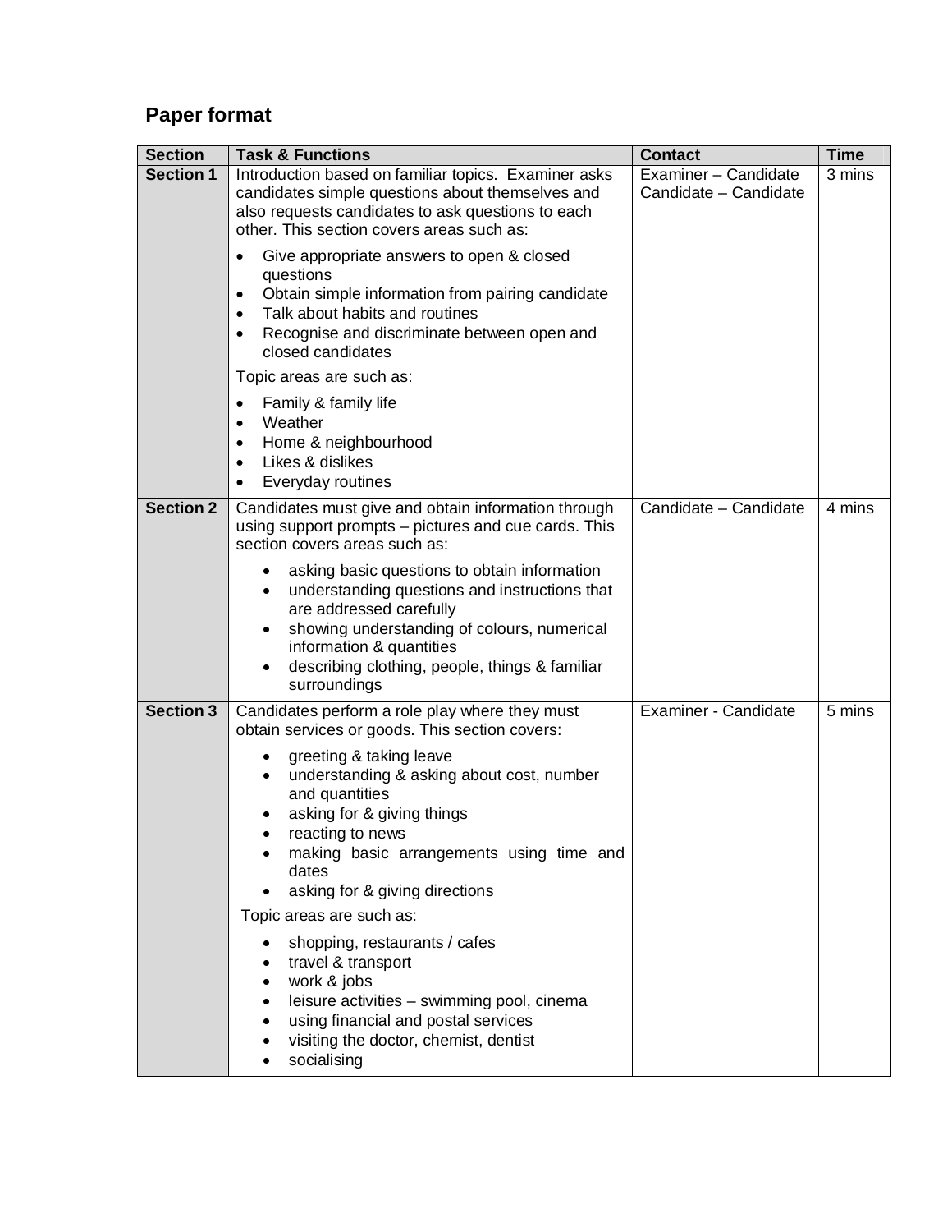## Paper format

| Section | Task & Functions | Contact | Time |
|---|---|---|---|
| **Section 1** | Introduction based on familiar topics. Examiner asks candidates simple questions about themselves and also requests candidates to ask questions to each other. This section covers areas such as:<br><br>• Give appropriate answers to open & closed questions<br>• Obtain simple information from pairing candidate<br>• Talk about habits and routines<br>• Recognise and discriminate between open and closed candidates<br><br>Topic areas are such as:<br><br>• Family & family life<br>• Weather<br>• Home & neighbourhood<br>• Likes & dislikes<br>• Everyday routines | Examiner – Candidate<br>Candidate – Candidate | 3 mins |
| **Section 2** | Candidates must give and obtain information through using support prompts – pictures and cue cards. This section covers areas such as:<br><br>• asking basic questions to obtain information<br>• understanding questions and instructions that are addressed carefully<br>• showing understanding of colours, numerical information & quantities<br>• describing clothing, people, things & familiar surroundings | Candidate – Candidate | 4 mins |
| **Section 3** | Candidates perform a role play where they must obtain services or goods. This section covers:<br><br>• greeting & taking leave<br>• understanding & asking about cost, number and quantities<br>• asking for & giving things<br>• reacting to news<br>• making basic arrangements using time and dates<br>• asking for & giving directions<br><br>Topic areas are such as:<br><br>• shopping, restaurants / cafes<br>• travel & transport<br>• work & jobs<br>• leisure activities – swimming pool, cinema<br>• using financial and postal services<br>• visiting the doctor, chemist, dentist<br>• socialising | Examiner - Candidate | 5 mins |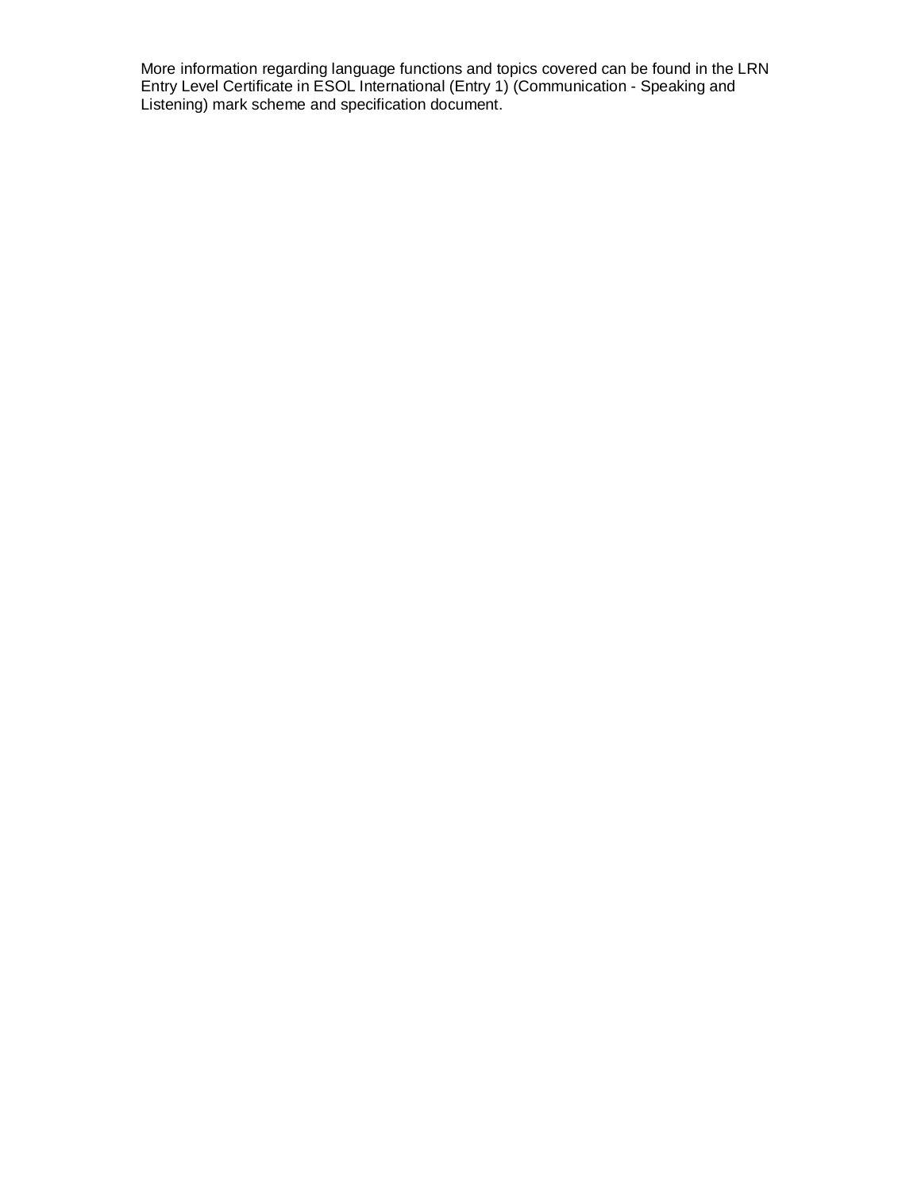More information regarding language functions and topics covered can be found in the LRN Entry Level Certificate in ESOL International (Entry 1) (Communication - Speaking and Listening) mark scheme and specification document.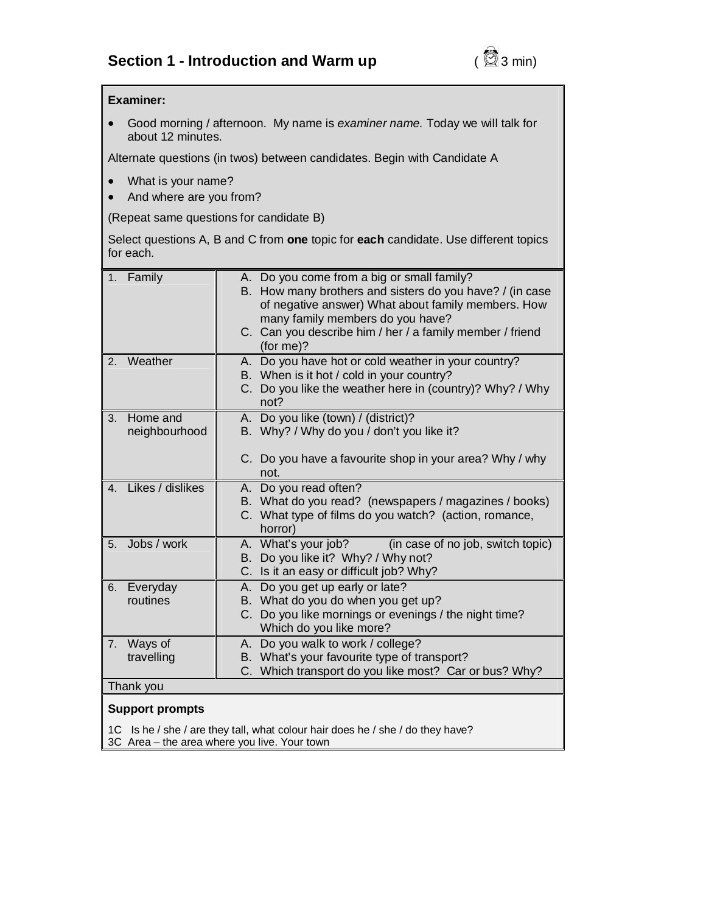## Section 1 - Introduction and Warm up (3 min)

**Examiner:**

- Good morning / afternoon. My name is *examiner name.* Today we will talk for about 12 minutes.

Alternate questions (in twos) between candidates. Begin with Candidate A

- What is your name?
- And where are you from?

(Repeat same questions for candidate B)

Select questions A, B and C from **one** topic for **each** candidate. Use different topics for each.

| Topic | Questions |
|---|---|
| 1. Family | A. Do you come from a big or small family?<br>B. How many brothers and sisters do you have? / (in case of negative answer) What about family members. How many family members do you have?<br>C. Can you describe him / her / a family member / friend (for me)? |
| 2. Weather | A. Do you have hot or cold weather in your country?<br>B. When is it hot / cold in your country?<br>C. Do you like the weather here in (country)? Why? / Why not? |
| 3. Home and neighbourhood | A. Do you like (town) / (district)?<br>B. Why? / Why do you / don't you like it?<br>C. Do you have a favourite shop in your area? Why / why not. |
| 4. Likes / dislikes | A. Do you read often?<br>B. What do you read? (newspapers / magazines / books)<br>C. What type of films do you watch? (action, romance, horror) |
| 5. Jobs / work | A. What's your job? (in case of no job, switch topic)<br>B. Do you like it? Why? / Why not?<br>C. Is it an easy or difficult job? Why? |
| 6. Everyday routines | A. Do you get up early or late?<br>B. What do you do when you get up?<br>C. Do you like mornings or evenings / the night time? Which do you like more? |
| 7. Ways of travelling | A. Do you walk to work / college?<br>B. What's your favourite type of transport?<br>C. Which transport do you like most? Car or bus? Why? |
| Thank you | |

**Support prompts**

1C Is he / she / are they tall, what colour hair does he / she / do they have?
3C Area – the area where you live. Your town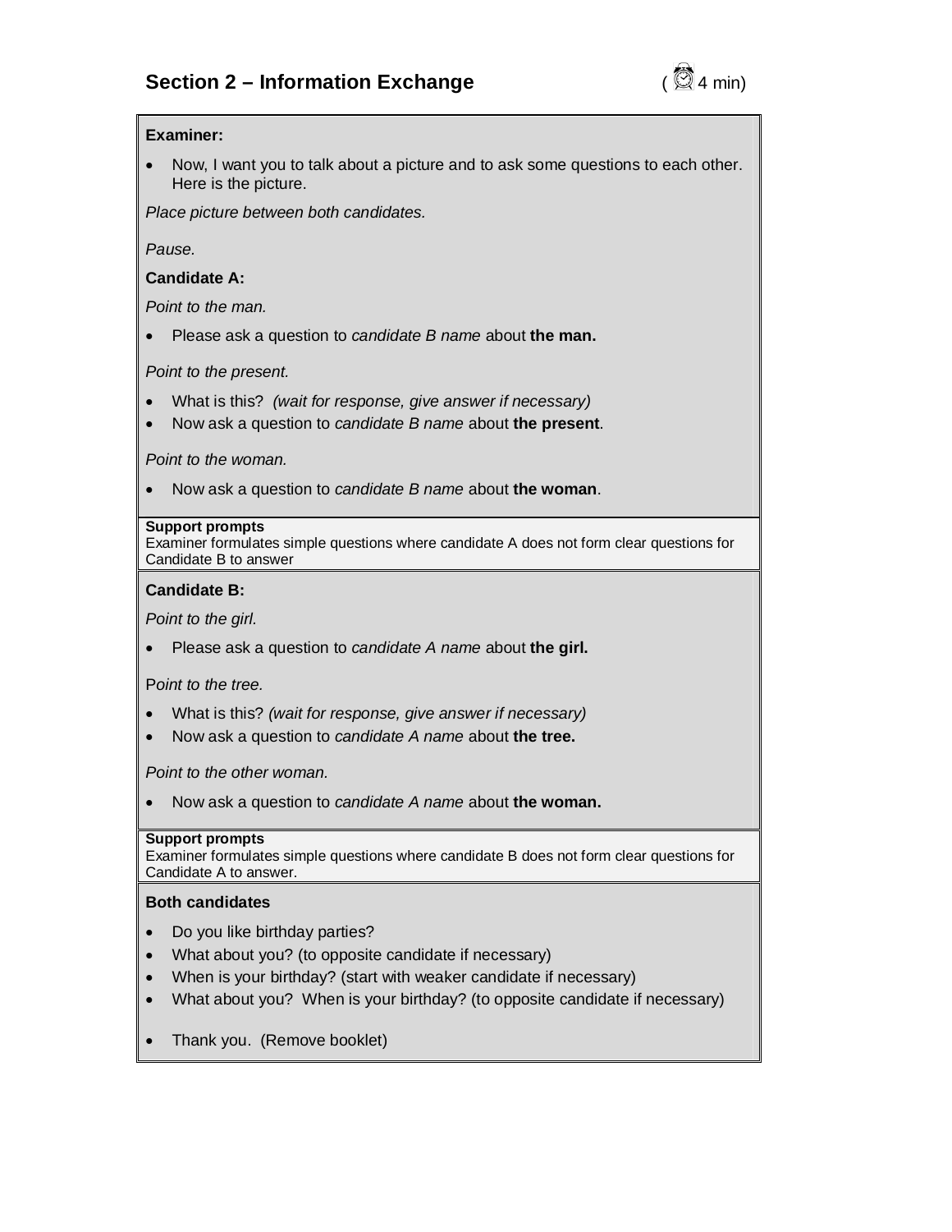## Section 2 – Information Exchange (4 min)

**Examiner:**

- Now, I want you to talk about a picture and to ask some questions to each other. Here is the picture.

*Place picture between both candidates.*

*Pause.*

**Candidate A:**

*Point to the man.*

- Please ask a question to *candidate B name* about **the man.**

*Point to the present.*

- What is this? *(wait for response, give answer if necessary)*
- Now ask a question to *candidate B name* about **the present**.

*Point to the woman.*

- Now ask a question to *candidate B name* about **the woman**.

**Support prompts**
Examiner formulates simple questions where candidate A does not form clear questions for Candidate B to answer

**Candidate B:**

*Point to the girl.*

- Please ask a question to *candidate A name* about **the girl.**

P*oint to the tree.*

- What is this? *(wait for response, give answer if necessary)*
- Now ask a question to *candidate A name* about **the tree.**

*Point to the other woman.*

- Now ask a question to *candidate A name* about **the woman.**

**Support prompts**
Examiner formulates simple questions where candidate B does not form clear questions for Candidate A to answer.

**Both candidates**

- Do you like birthday parties?
- What about you? (to opposite candidate if necessary)
- When is your birthday? (start with weaker candidate if necessary)
- What about you? When is your birthday? (to opposite candidate if necessary)
- Thank you. (Remove booklet)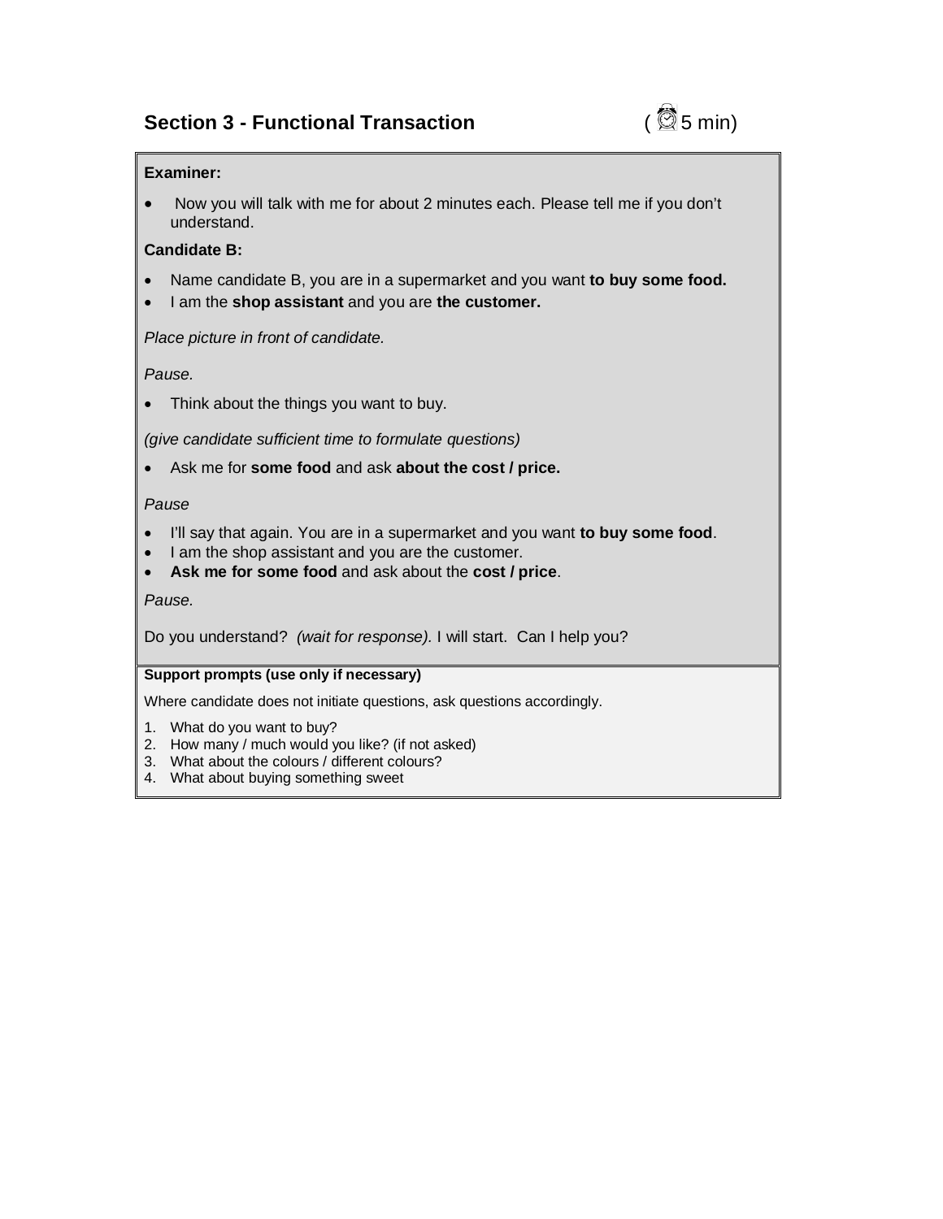## Section 3 - Functional Transaction (⏰ 5 min)

**Examiner:**

- Now you will talk with me for about 2 minutes each. Please tell me if you don't understand.

**Candidate B:**

- Name candidate B, you are in a supermarket and you want **to buy some food.**
- I am the **shop assistant** and you are **the customer.**

*Place picture in front of candidate.*

*Pause.*

- Think about the things you want to buy.

*(give candidate sufficient time to formulate questions)*

- Ask me for **some food** and ask **about the cost / price.**

*Pause*

- I'll say that again. You are in a supermarket and you want **to buy some food**.
- I am the shop assistant and you are the customer.
- **Ask me for some food** and ask about the **cost / price**.

*Pause.*

Do you understand? *(wait for response).* I will start. Can I help you?

**Support prompts (use only if necessary)**

Where candidate does not initiate questions, ask questions accordingly.

1. What do you want to buy?
2. How many / much would you like? (if not asked)
3. What about the colours / different colours?
4. What about buying something sweet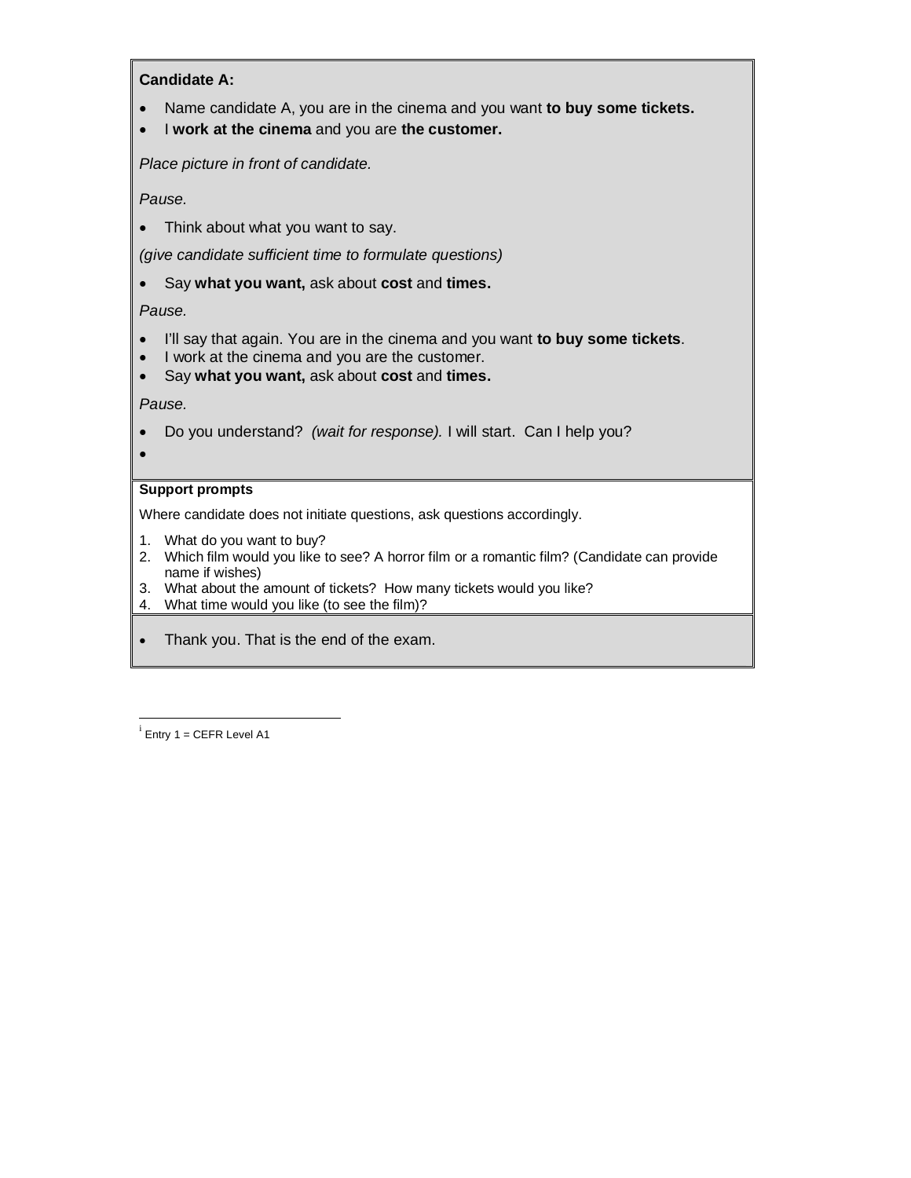**Candidate A:**

- Name candidate A, you are in the cinema and you want **to buy some tickets.**
- I **work at the cinema** and you are **the customer.**

*Place picture in front of candidate.*

*Pause.*

- Think about what you want to say.

*(give candidate sufficient time to formulate questions)*

- Say **what you want,** ask about **cost** and **times.**

*Pause.*

- I'll say that again. You are in the cinema and you want **to buy some tickets**.
- I work at the cinema and you are the customer.
- Say **what you want,** ask about **cost** and **times.**

*Pause.*

- Do you understand? *(wait for response).* I will start. Can I help you?

**Support prompts**

Where candidate does not initiate questions, ask questions accordingly.

1. What do you want to buy?
2. Which film would you like to see? A horror film or a romantic film? (Candidate can provide name if wishes)
3. What about the amount of tickets? How many tickets would you like?
4. What time would you like (to see the film)?

- Thank you. That is the end of the exam.

---

[i] Entry 1 = CEFR Level A1